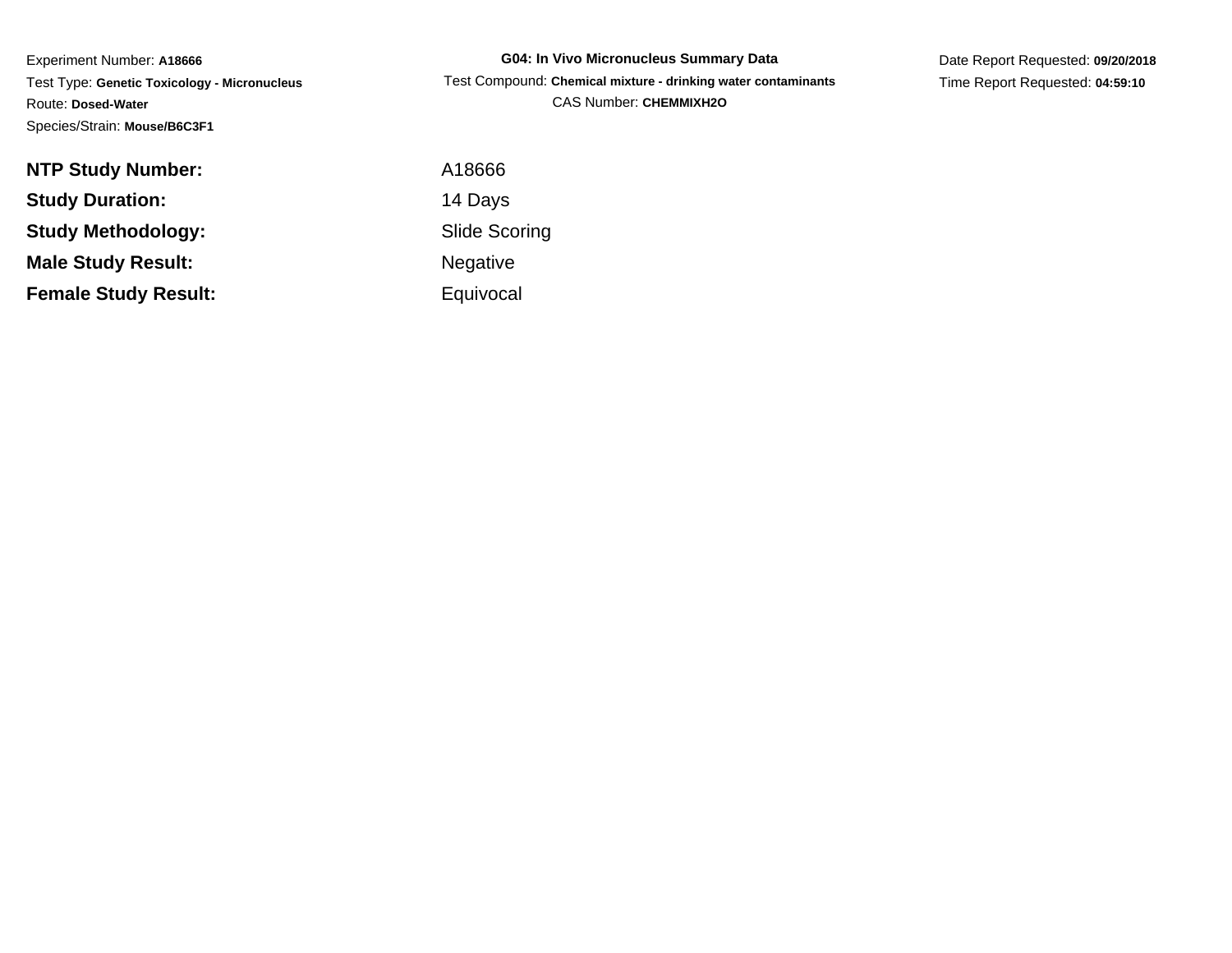Experiment Number: **A18666**
Test Type: **Genetic Toxicology - Micronucleus**
Route: **Dosed-Water**
Species/Strain: **Mouse/B6C3F1**

**G04: In Vivo Micronucleus Summary Data**
Test Compound: **Chemical mixture - drinking water contaminants**
CAS Number: **CHEMMIXH2O**

Date Report Requested: **09/20/2018**
Time Report Requested: **04:59:10**

| | |
|---|---|
| **NTP Study Number:** | A18666 |
| **Study Duration:** | 14 Days |
| **Study Methodology:** | Slide Scoring |
| **Male Study Result:** | Negative |
| **Female Study Result:** | Equivocal |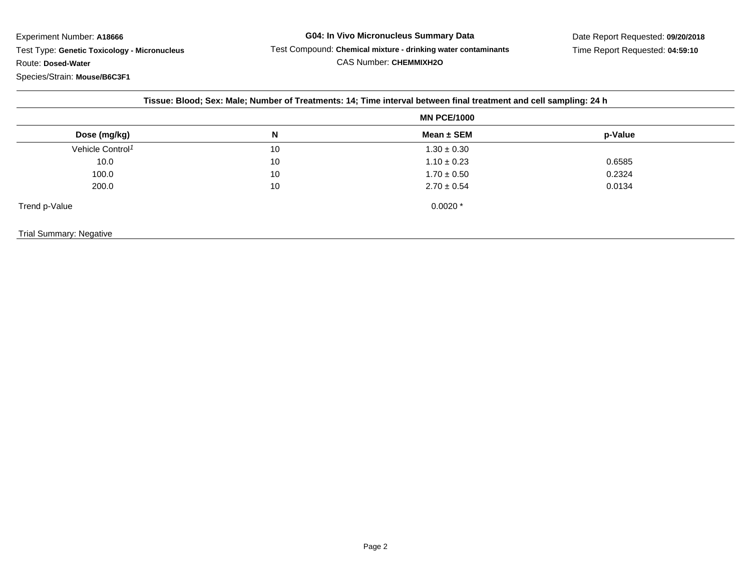Experiment Number: **A18666**

Test Type: **Genetic Toxicology - Micronucleus**

Route: **Dosed-Water**

Species/Strain: **Mouse/B6C3F1**

**G04: In Vivo Micronucleus Summary Data**

Test Compound: **Chemical mixture - drinking water contaminants**

CAS Number: **CHEMMIXH2O**

Date Report Requested: **09/20/2018**

Time Report Requested: **04:59:10**

**Tissue: Blood; Sex: Male; Number of Treatments: 14; Time interval between final treatment and cell sampling: 24 h**

| | | MN PCE/1000 | |
|---|---|---|---|
| **Dose (mg/kg)** | **N** | **Mean ± SEM** | **p-Value** |
| Vehicle Control[1] | 10 | 1.30 ± 0.30 | |
| 10.0 | 10 | 1.10 ± 0.23 | 0.6585 |
| 100.0 | 10 | 1.70 ± 0.50 | 0.2324 |
| 200.0 | 10 | 2.70 ± 0.54 | 0.0134 |
| Trend p-Value | | 0.0020 * | |

Trial Summary: Negative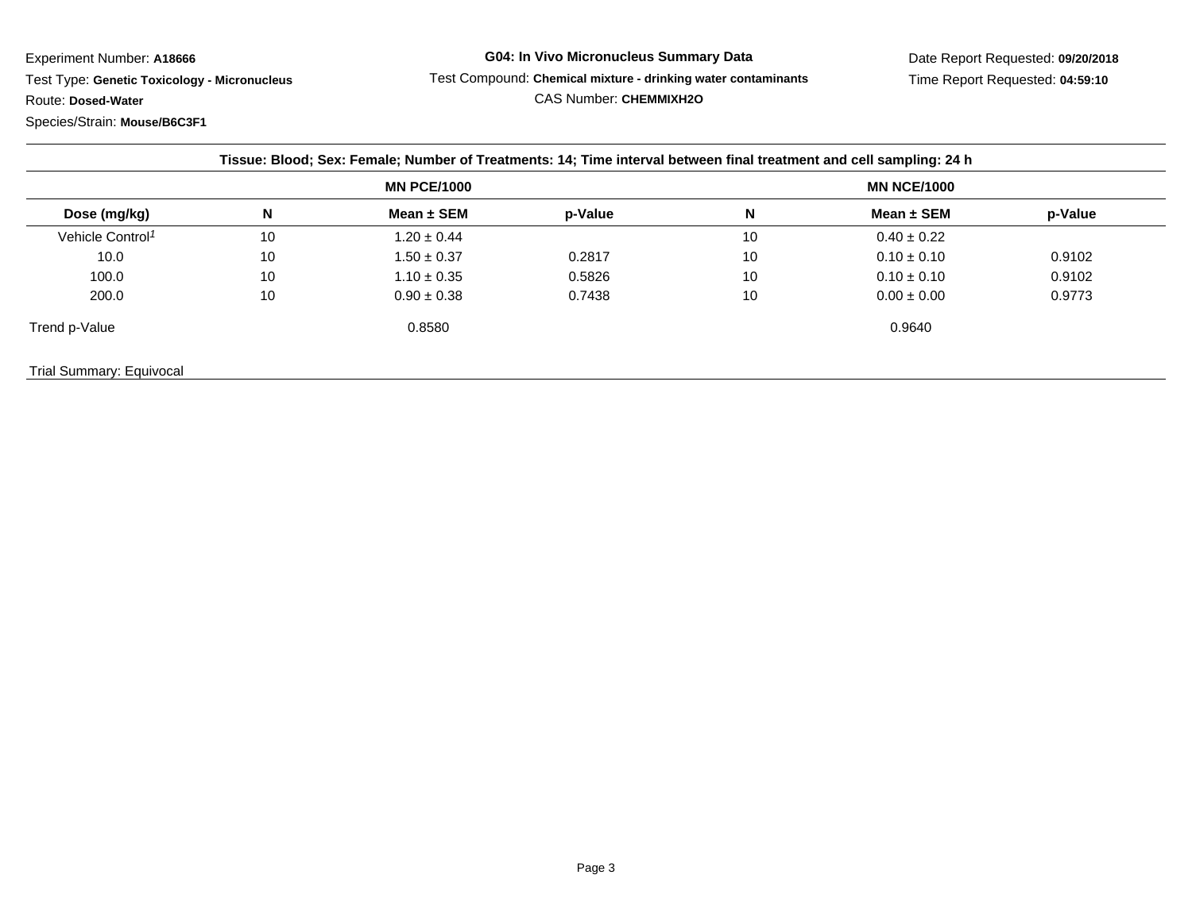Experiment Number: **A18666**

Test Type: **Genetic Toxicology - Micronucleus**

Route: **Dosed-Water**

Species/Strain: **Mouse/B6C3F1**

**G04: In Vivo Micronucleus Summary Data**

Test Compound: **Chemical mixture - drinking water contaminants**

CAS Number: **CHEMMIXH2O**

Date Report Requested: **09/20/2018**

Time Report Requested: **04:59:10**

**Tissue: Blood; Sex: Female; Number of Treatments: 14; Time interval between final treatment and cell sampling: 24 h**

| | MN PCE/1000 | | | MN NCE/1000 | | |
|---|---|---|---|---|---|---|
| **Dose (mg/kg)** | **N** | **Mean ± SEM** | **p-Value** | **N** | **Mean ± SEM** | **p-Value** |
| Vehicle Control[1] | 10 | 1.20 ± 0.44 | | 10 | 0.40 ± 0.22 | |
| 10.0 | 10 | 1.50 ± 0.37 | 0.2817 | 10 | 0.10 ± 0.10 | 0.9102 |
| 100.0 | 10 | 1.10 ± 0.35 | 0.5826 | 10 | 0.10 ± 0.10 | 0.9102 |
| 200.0 | 10 | 0.90 ± 0.38 | 0.7438 | 10 | 0.00 ± 0.00 | 0.9773 |
| Trend p-Value | | 0.8580 | | | 0.9640 | |

Trial Summary: Equivocal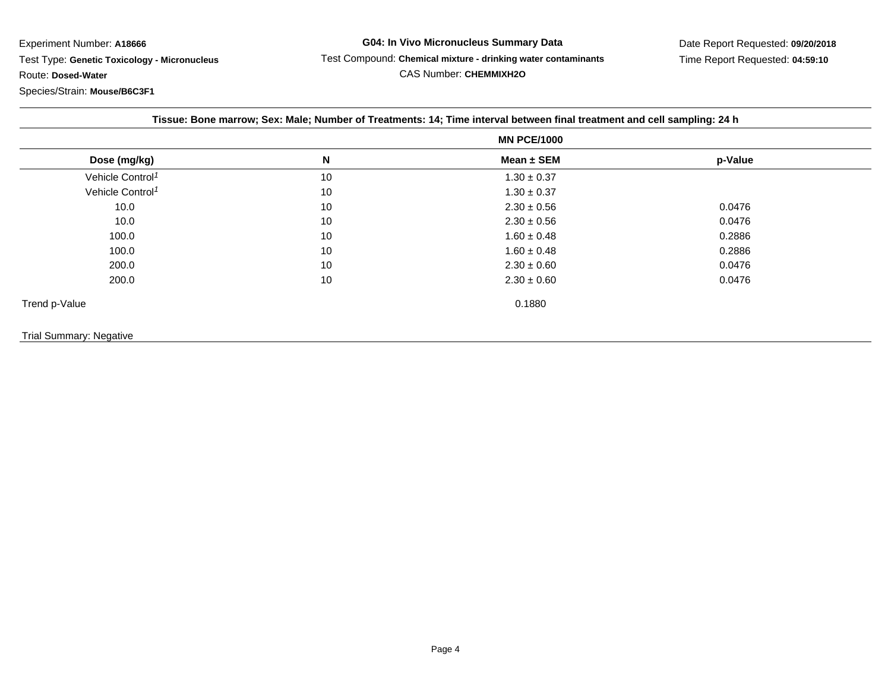Experiment Number: **A18666**

Test Type: **Genetic Toxicology - Micronucleus**

Route: **Dosed-Water**

Species/Strain: **Mouse/B6C3F1**

**G04: In Vivo Micronucleus Summary Data**

Test Compound: **Chemical mixture - drinking water contaminants**

CAS Number: **CHEMMIXH2O**

Date Report Requested: **09/20/2018**

Time Report Requested: **04:59:10**

**Tissue: Bone marrow; Sex: Male; Number of Treatments: 14; Time interval between final treatment and cell sampling: 24 h**

| | | MN PCE/1000 | |
|---|---|---|---|
| **Dose (mg/kg)** | **N** | **Mean ± SEM** | **p-Value** |
| Vehicle Control[1] | 10 | 1.30 ± 0.37 | |
| Vehicle Control[1] | 10 | 1.30 ± 0.37 | |
| 10.0 | 10 | 2.30 ± 0.56 | 0.0476 |
| 10.0 | 10 | 2.30 ± 0.56 | 0.0476 |
| 100.0 | 10 | 1.60 ± 0.48 | 0.2886 |
| 100.0 | 10 | 1.60 ± 0.48 | 0.2886 |
| 200.0 | 10 | 2.30 ± 0.60 | 0.0476 |
| 200.0 | 10 | 2.30 ± 0.60 | 0.0476 |
| Trend p-Value | | 0.1880 | |

Trial Summary: Negative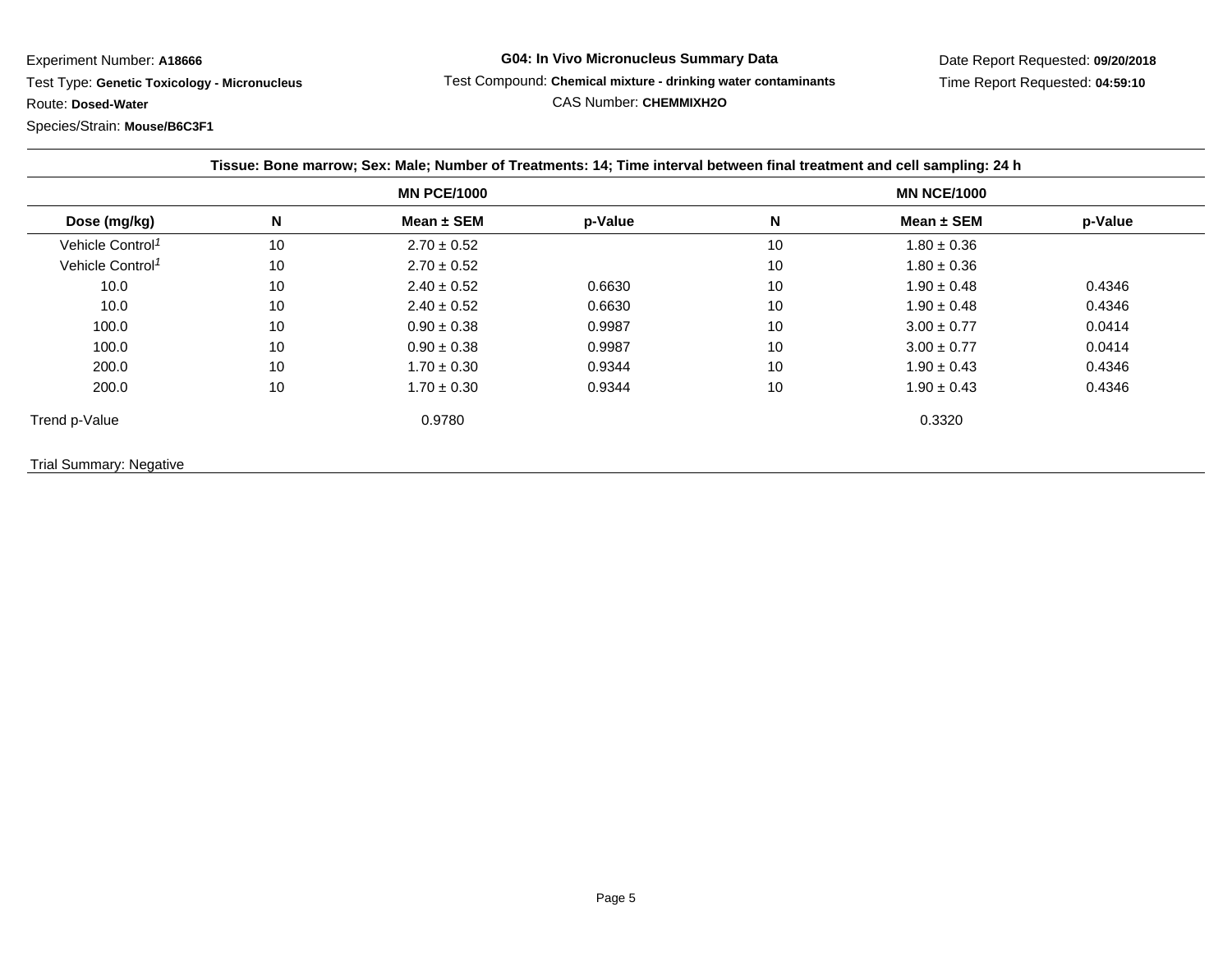Experiment Number: **A18666**

Test Type: **Genetic Toxicology - Micronucleus**

Route: **Dosed-Water**

Species/Strain: **Mouse/B6C3F1**

**G04: In Vivo Micronucleus Summary Data**

Test Compound: **Chemical mixture - drinking water contaminants**

CAS Number: **CHEMMIXH2O**

Date Report Requested: **09/20/2018**

Time Report Requested: **04:59:10**

**Tissue: Bone marrow; Sex: Male; Number of Treatments: 14; Time interval between final treatment and cell sampling: 24 h**

| | MN PCE/1000 | | | MN NCE/1000 | | |
|---|---|---|---|---|---|---|
| **Dose (mg/kg)** | **N** | **Mean ± SEM** | **p-Value** | **N** | **Mean ± SEM** | **p-Value** |
| Vehicle Control[1] | 10 | 2.70 ± 0.52 | | 10 | 1.80 ± 0.36 | |
| Vehicle Control[1] | 10 | 2.70 ± 0.52 | | 10 | 1.80 ± 0.36 | |
| 10.0 | 10 | 2.40 ± 0.52 | 0.6630 | 10 | 1.90 ± 0.48 | 0.4346 |
| 10.0 | 10 | 2.40 ± 0.52 | 0.6630 | 10 | 1.90 ± 0.48 | 0.4346 |
| 100.0 | 10 | 0.90 ± 0.38 | 0.9987 | 10 | 3.00 ± 0.77 | 0.0414 |
| 100.0 | 10 | 0.90 ± 0.38 | 0.9987 | 10 | 3.00 ± 0.77 | 0.0414 |
| 200.0 | 10 | 1.70 ± 0.30 | 0.9344 | 10 | 1.90 ± 0.43 | 0.4346 |
| 200.0 | 10 | 1.70 ± 0.30 | 0.9344 | 10 | 1.90 ± 0.43 | 0.4346 |
| Trend p-Value | | 0.9780 | | | 0.3320 | |

Trial Summary: Negative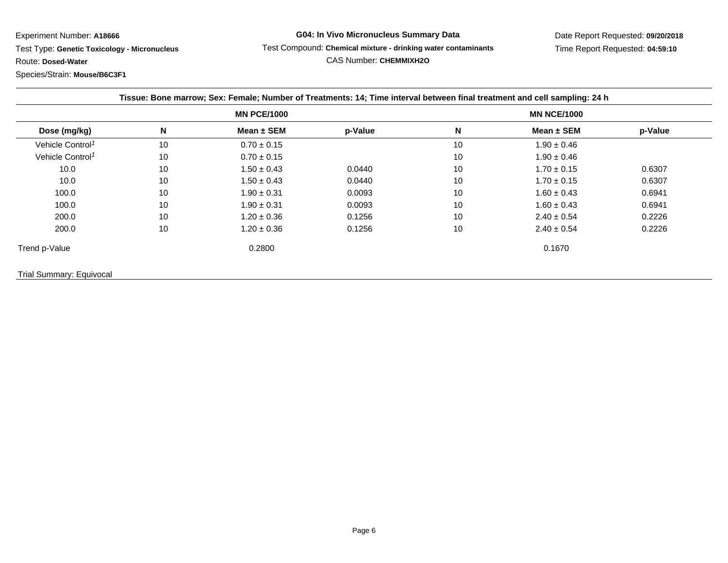Experiment Number: **A18666**

Test Type: **Genetic Toxicology - Micronucleus**

Route: **Dosed-Water**

Species/Strain: **Mouse/B6C3F1**

**G04: In Vivo Micronucleus Summary Data**

Test Compound: **Chemical mixture - drinking water contaminants**

CAS Number: **CHEMMIXH2O**

Date Report Requested: **09/20/2018**

Time Report Requested: **04:59:10**

**Tissue: Bone marrow; Sex: Female; Number of Treatments: 14; Time interval between final treatment and cell sampling: 24 h**

| | MN PCE/1000 | | | MN NCE/1000 | | |
|---|---|---|---|---|---|---|
| **Dose (mg/kg)** | **N** | **Mean ± SEM** | **p-Value** | **N** | **Mean ± SEM** | **p-Value** |
| Vehicle Control[1] | 10 | 0.70 ± 0.15 | | 10 | 1.90 ± 0.46 | |
| Vehicle Control[1] | 10 | 0.70 ± 0.15 | | 10 | 1.90 ± 0.46 | |
| 10.0 | 10 | 1.50 ± 0.43 | 0.0440 | 10 | 1.70 ± 0.15 | 0.6307 |
| 10.0 | 10 | 1.50 ± 0.43 | 0.0440 | 10 | 1.70 ± 0.15 | 0.6307 |
| 100.0 | 10 | 1.90 ± 0.31 | 0.0093 | 10 | 1.60 ± 0.43 | 0.6941 |
| 100.0 | 10 | 1.90 ± 0.31 | 0.0093 | 10 | 1.60 ± 0.43 | 0.6941 |
| 200.0 | 10 | 1.20 ± 0.36 | 0.1256 | 10 | 2.40 ± 0.54 | 0.2226 |
| 200.0 | 10 | 1.20 ± 0.36 | 0.1256 | 10 | 2.40 ± 0.54 | 0.2226 |
| Trend p-Value | | 0.2800 | | | 0.1670 | |

Trial Summary: Equivocal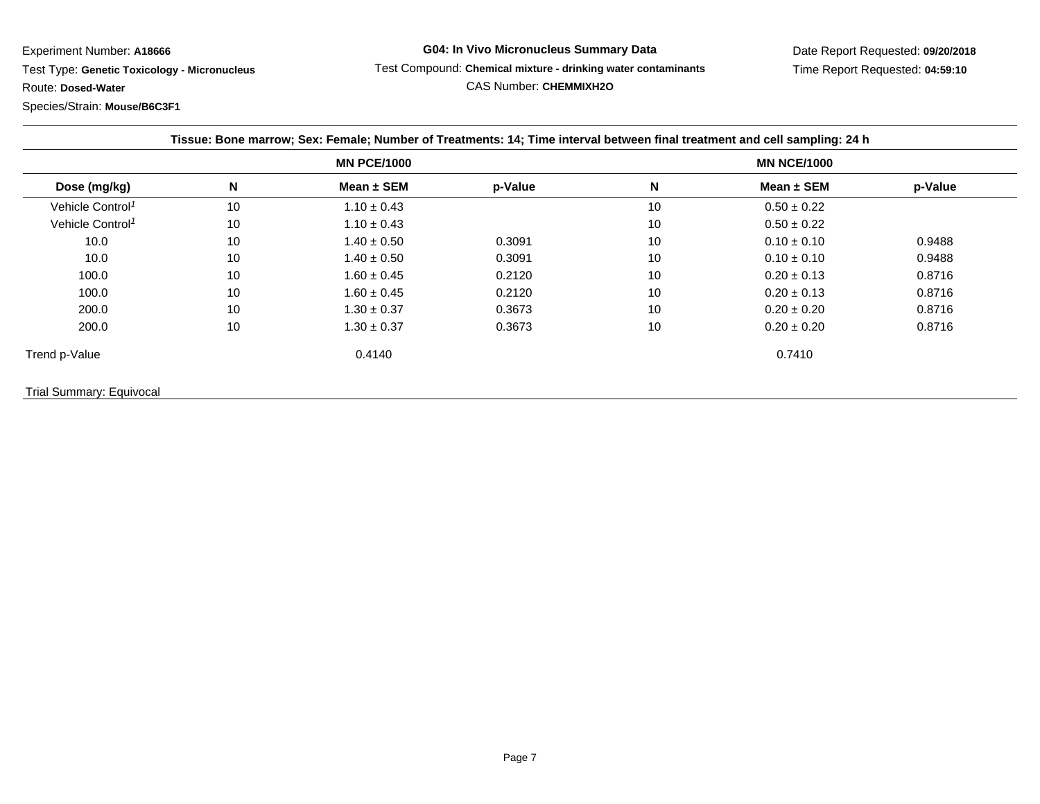Experiment Number: **A18666**

Test Type: **Genetic Toxicology - Micronucleus**

Route: **Dosed-Water**

Species/Strain: **Mouse/B6C3F1**

**G04: In Vivo Micronucleus Summary Data**

Test Compound: **Chemical mixture - drinking water contaminants**

CAS Number: **CHEMMIXH2O**

Date Report Requested: **09/20/2018**

Time Report Requested: **04:59:10**

**Tissue: Bone marrow; Sex: Female; Number of Treatments: 14; Time interval between final treatment and cell sampling: 24 h**

| | MN PCE/1000 | | | MN NCE/1000 | | |
|---|---|---|---|---|---|---|
| **Dose (mg/kg)** | **N** | **Mean ± SEM** | **p-Value** | **N** | **Mean ± SEM** | **p-Value** |
| Vehicle Control[1] | 10 | 1.10 ± 0.43 | | 10 | 0.50 ± 0.22 | |
| Vehicle Control[1] | 10 | 1.10 ± 0.43 | | 10 | 0.50 ± 0.22 | |
| 10.0 | 10 | 1.40 ± 0.50 | 0.3091 | 10 | 0.10 ± 0.10 | 0.9488 |
| 10.0 | 10 | 1.40 ± 0.50 | 0.3091 | 10 | 0.10 ± 0.10 | 0.9488 |
| 100.0 | 10 | 1.60 ± 0.45 | 0.2120 | 10 | 0.20 ± 0.13 | 0.8716 |
| 100.0 | 10 | 1.60 ± 0.45 | 0.2120 | 10 | 0.20 ± 0.13 | 0.8716 |
| 200.0 | 10 | 1.30 ± 0.37 | 0.3673 | 10 | 0.20 ± 0.20 | 0.8716 |
| 200.0 | 10 | 1.30 ± 0.37 | 0.3673 | 10 | 0.20 ± 0.20 | 0.8716 |
| Trend p-Value | | 0.4140 | | | 0.7410 | |

Trial Summary: Equivocal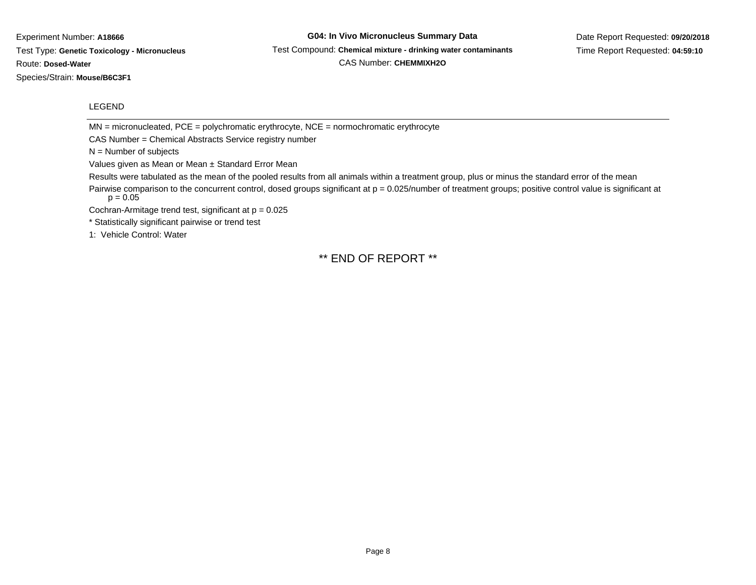Experiment Number: **A18666**

Test Type: **Genetic Toxicology - Micronucleus**

Route: **Dosed-Water**

Species/Strain: **Mouse/B6C3F1**

**G04: In Vivo Micronucleus Summary Data**

Test Compound: **Chemical mixture - drinking water contaminants**

CAS Number: **CHEMMIXH2O**

Date Report Requested: **09/20/2018**

Time Report Requested: **04:59:10**

LEGEND

MN = micronucleated, PCE = polychromatic erythrocyte, NCE = normochromatic erythrocyte

CAS Number = Chemical Abstracts Service registry number

N = Number of subjects

Values given as Mean or Mean ± Standard Error Mean

Results were tabulated as the mean of the pooled results from all animals within a treatment group, plus or minus the standard error of the mean

Pairwise comparison to the concurrent control, dosed groups significant at p = 0.025/number of treatment groups; positive control value is significant at p = 0.05

Cochran-Armitage trend test, significant at p = 0.025

* Statistically significant pairwise or trend test

1: Vehicle Control: Water

** END OF REPORT **